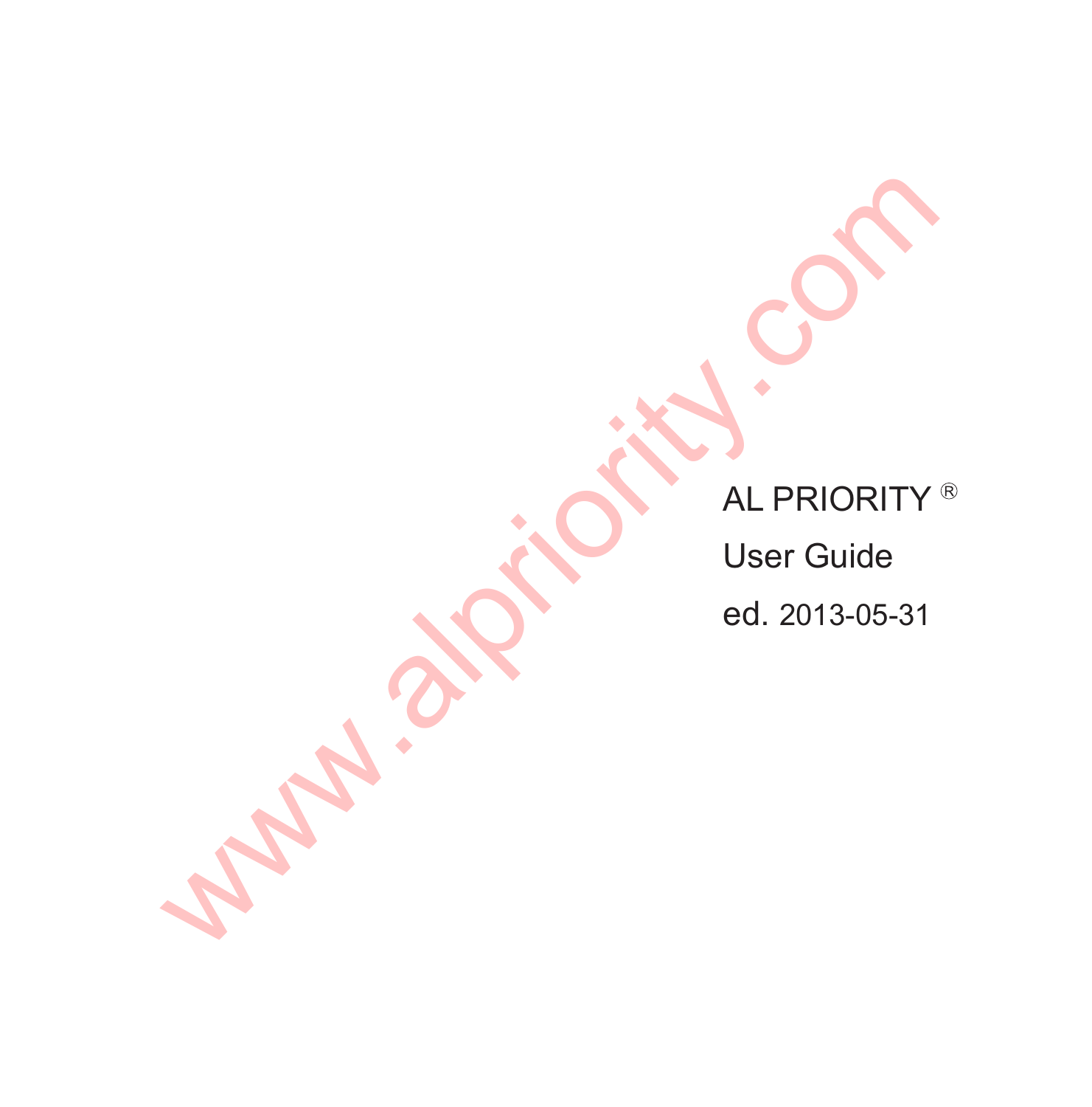# AL PRIORITY ®

User Guide

ed. 2013-05-31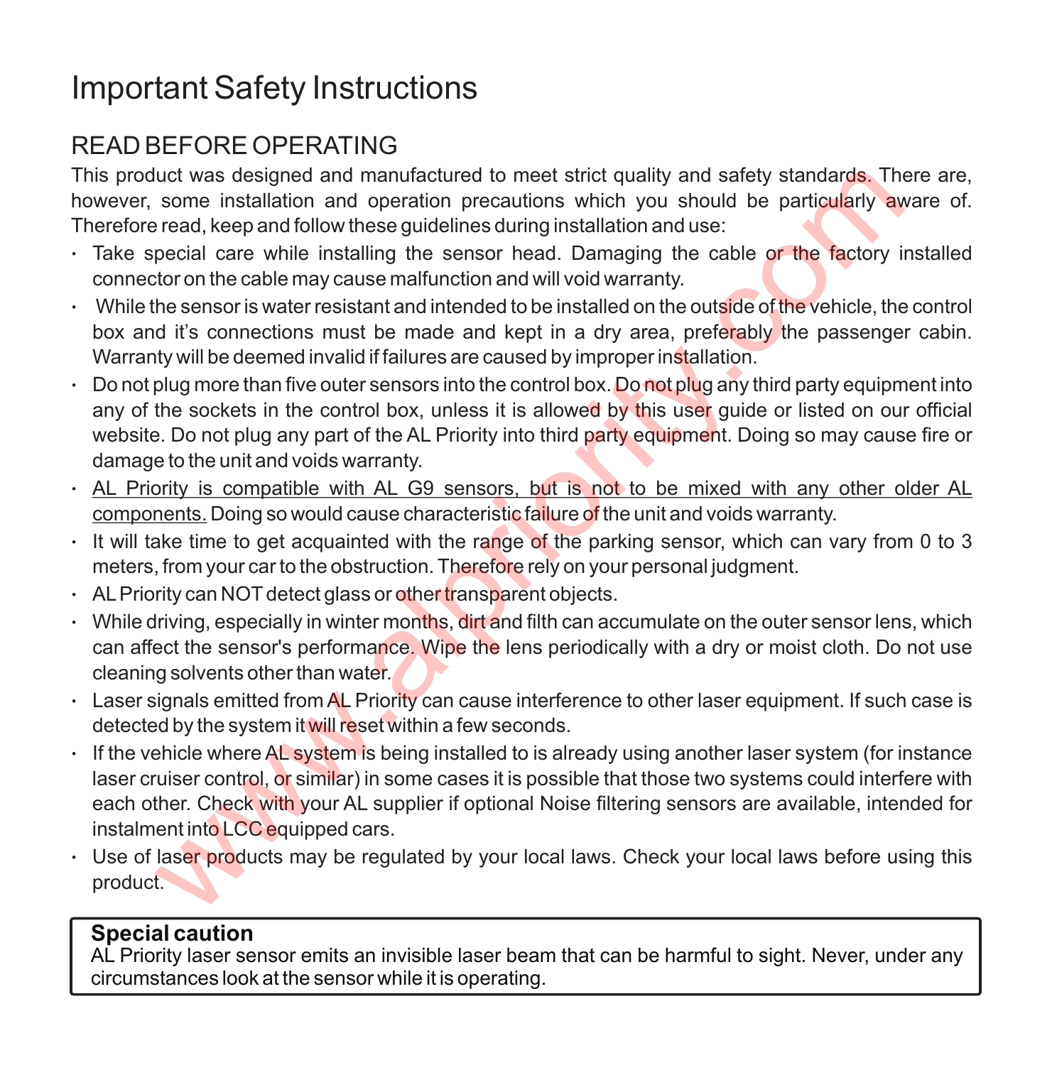# Important Safety Instructions

## READ BEFORE OPERATING

This product was designed and manufactured to meet strict quality and safety standards. There are, however, some installation and operation precautions which you should be particularly aware of. Therefore read, keep and follow these guidelines during installation and use:

- Take special care while installing the sensor head. Damaging the cable or the factory installed connector on the cable may cause malfunction and will void warranty.
- While the sensor is water resistant and intended to be installed on the outside of the vehicle, the control box and it's connections must be made and kept in a dry area, preferably the passenger cabin. Warranty will be deemed invalid if failures are caused by improper installation.
- Do not plug more than five outer sensors into the control box. Do not plug any third party equipment into any of the sockets in the control box, unless it is allowed by this user guide or listed on our official website. Do not plug any part of the AL Priority into third party equipment. Doing so may cause fire or damage to the unit and voids warranty.
- <u>AL Priority is compatible with AL G9 sensors, but is not to be mixed with any other older AL components.</u> Doing so would cause characteristic failure of the unit and voids warranty.
- It will take time to get acquainted with the range of the parking sensor, which can vary from 0 to 3 meters, from your car to the obstruction. Therefore rely on your personal judgment.
- AL Priority can NOT detect glass or other transparent objects.
- While driving, especially in winter months, dirt and filth can accumulate on the outer sensor lens, which can affect the sensor's performance. Wipe the lens periodically with a dry or moist cloth. Do not use cleaning solvents other than water.
- Laser signals emitted from AL Priority can cause interference to other laser equipment. If such case is detected by the system it will reset within a few seconds.
- If the vehicle where AL system is being installed to is already using another laser system (for instance laser cruiser control, or similar) in some cases it is possible that those two systems could interfere with each other. Check with your AL supplier if optional Noise filtering sensors are available, intended for instalment into LCC equipped cars.
- Use of laser products may be regulated by your local laws. Check your local laws before using this product.

**Special caution**

AL Priority laser sensor emits an invisible laser beam that can be harmful to sight. Never, under any circumstances look at the sensor while it is operating.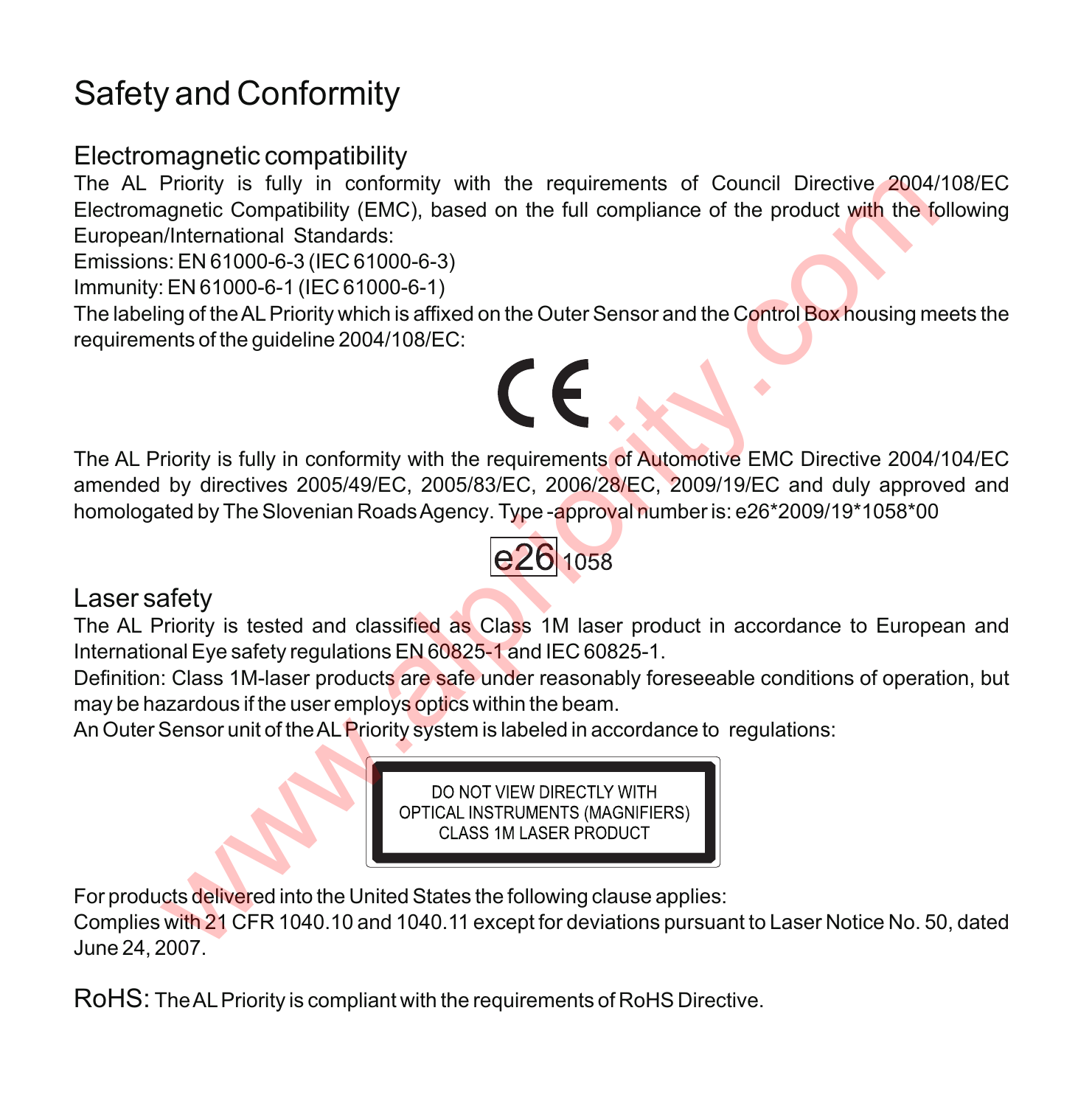# Safety and Conformity

## Electromagnetic compatibility

The AL Priority is fully in conformity with the requirements of Council Directive 2004/108/EC Electromagnetic Compatibility (EMC), based on the full compliance of the product with the following European/International Standards:

Emissions: EN 61000-6-3 (IEC 61000-6-3)

Immunity: EN 61000-6-1 (IEC 61000-6-1)

The labeling of the AL Priority which is affixed on the Outer Sensor and the Control Box housing meets the requirements of the guideline 2004/108/EC:

CE

The AL Priority is fully in conformity with the requirements of Automotive EMC Directive 2004/104/EC amended by directives 2005/49/EC, 2005/83/EC, 2006/28/EC, 2009/19/EC and duly approved and homologated by The Slovenian Roads Agency. Type -approval number is: e26*2009/19*1058*00

e26 1058

## Laser safety

The AL Priority is tested and classified as Class 1M laser product in accordance to European and International Eye safety regulations EN 60825-1 and IEC 60825-1.

Definition: Class 1M-laser products are safe under reasonably foreseeable conditions of operation, but may be hazardous if the user employs optics within the beam.

An Outer Sensor unit of the AL Priority system is labeled in accordance to regulations:

DO NOT VIEW DIRECTLY WITH
OPTICAL INSTRUMENTS (MAGNIFIERS)
CLASS 1M LASER PRODUCT

For products delivered into the United States the following clause applies:

Complies with 21 CFR 1040.10 and 1040.11 except for deviations pursuant to Laser Notice No. 50, dated June 24, 2007.

RoHS: The AL Priority is compliant with the requirements of RoHS Directive.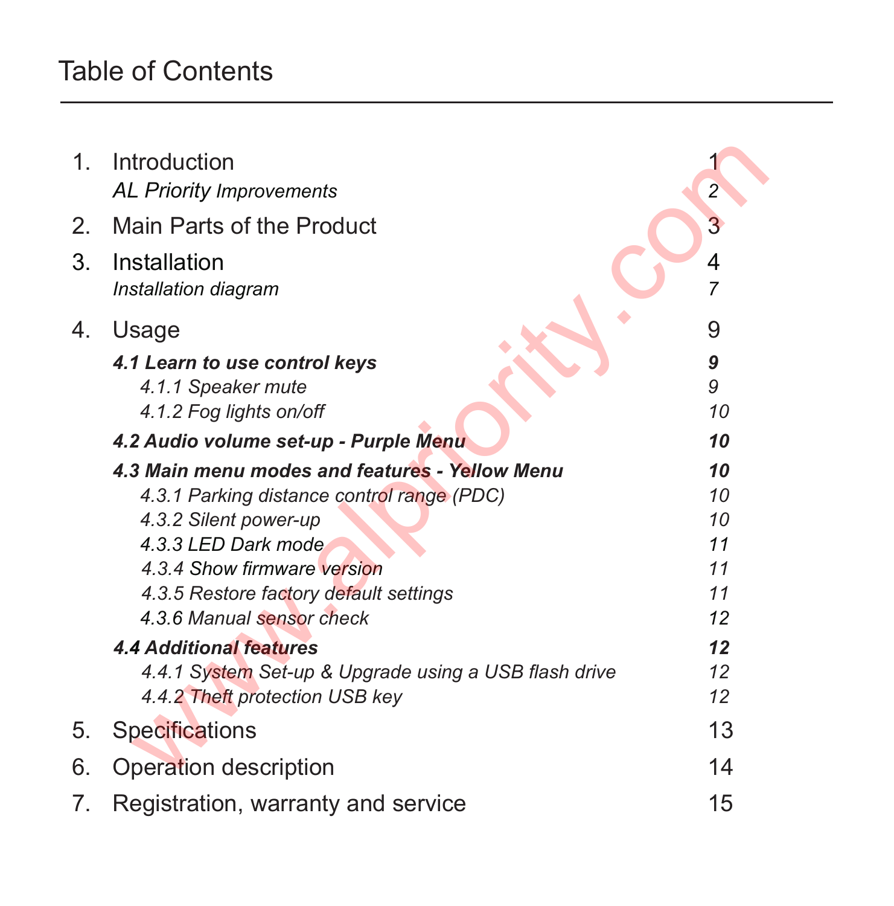# Table of Contents

| | | |
|---|---|---|
| 1. | Introduction | 1 |
| | *AL Priority Improvements* | *2* |
| 2. | Main Parts of the Product | 3 |
| 3. | Installation | 4 |
| | *Installation diagram* | *7* |
| 4. | Usage | 9 |
| | ***4.1 Learn to use control keys*** | ***9*** |
| | *4.1.1 Speaker mute* | *9* |
| | *4.1.2 Fog lights on/off* | *10* |
| | ***4.2 Audio volume set-up - Purple Menu*** | ***10*** |
| | ***4.3 Main menu modes and features - Yellow Menu*** | ***10*** |
| | *4.3.1 Parking distance control range (PDC)* | *10* |
| | *4.3.2 Silent power-up* | *10* |
| | *4.3.3 LED Dark mode* | *11* |
| | *4.3.4 Show firmware version* | *11* |
| | *4.3.5 Restore factory default settings* | *11* |
| | *4.3.6 Manual sensor check* | *12* |
| | ***4.4 Additional features*** | ***12*** |
| | *4.4.1 System Set-up & Upgrade using a USB flash drive* | *12* |
| | *4.4.2 Theft protection USB key* | *12* |
| 5. | Specifications | 13 |
| 6. | Operation description | 14 |
| 7. | Registration, warranty and service | 15 |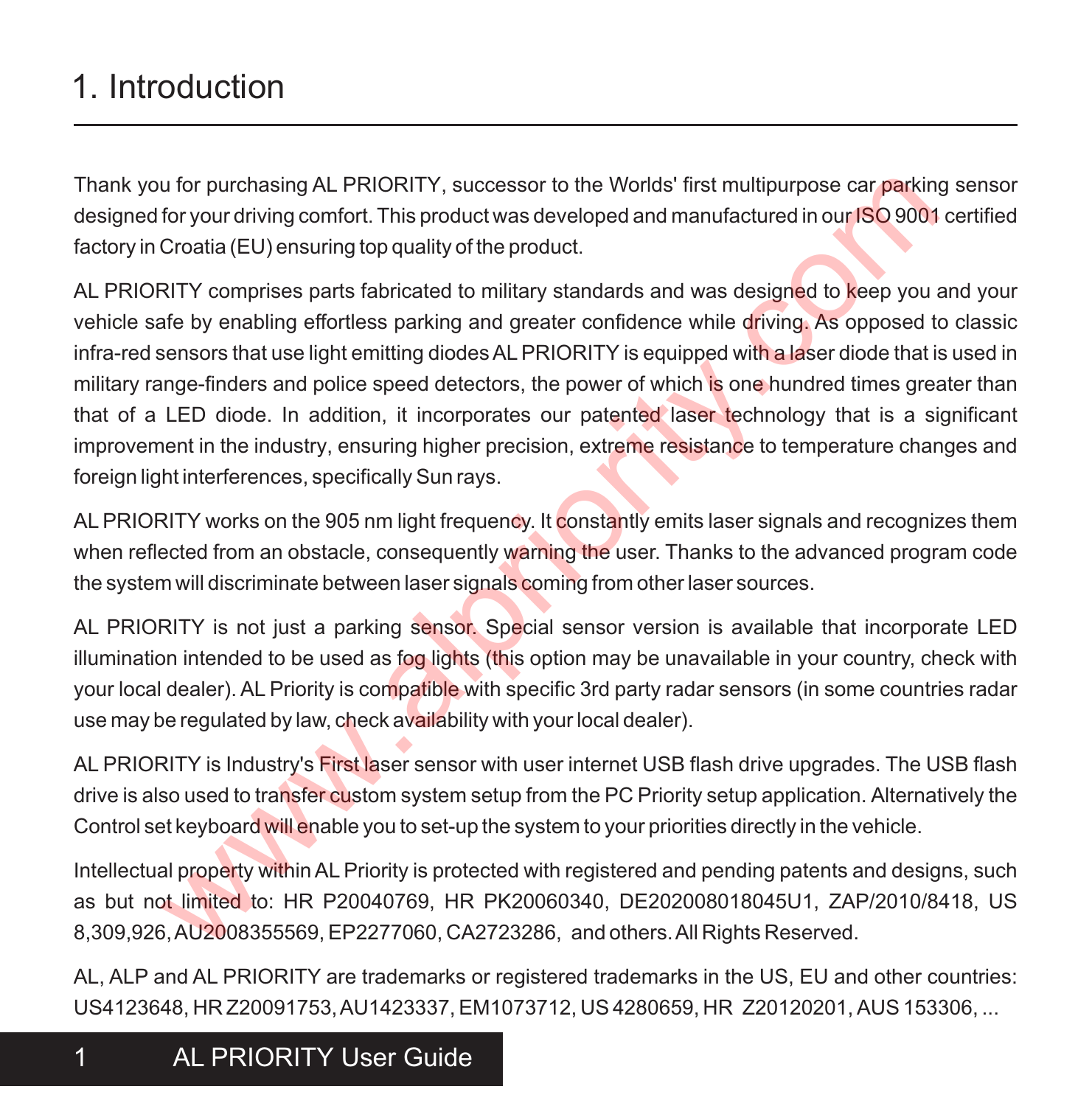# 1. Introduction

Thank you for purchasing AL PRIORITY, successor to the Worlds' first multipurpose car parking sensor designed for your driving comfort. This product was developed and manufactured in our ISO 9001 certified factory in Croatia (EU) ensuring top quality of the product.

AL PRIORITY comprises parts fabricated to military standards and was designed to keep you and your vehicle safe by enabling effortless parking and greater confidence while driving. As opposed to classic infra-red sensors that use light emitting diodes AL PRIORITY is equipped with a laser diode that is used in military range-finders and police speed detectors, the power of which is one hundred times greater than that of a LED diode. In addition, it incorporates our patented laser technology that is a significant improvement in the industry, ensuring higher precision, extreme resistance to temperature changes and foreign light interferences, specifically Sun rays.

AL PRIORITY works on the 905 nm light frequency. It constantly emits laser signals and recognizes them when reflected from an obstacle, consequently warning the user. Thanks to the advanced program code the system will discriminate between laser signals coming from other laser sources.

AL PRIORITY is not just a parking sensor. Special sensor version is available that incorporate LED illumination intended to be used as fog lights (this option may be unavailable in your country, check with your local dealer). AL Priority is compatible with specific 3rd party radar sensors (in some countries radar use may be regulated by law, check availability with your local dealer).

AL PRIORITY is Industry's First laser sensor with user internet USB flash drive upgrades. The USB flash drive is also used to transfer custom system setup from the PC Priority setup application. Alternatively the Control set keyboard will enable you to set-up the system to your priorities directly in the vehicle.

Intellectual property within AL Priority is protected with registered and pending patents and designs, such as but not limited to: HR P20040769, HR PK20060340, DE202008018045U1, ZAP/2010/8418, US 8,309,926, AU2008355569, EP2277060, CA2723286, and others. All Rights Reserved.

AL, ALP and AL PRIORITY are trademarks or registered trademarks in the US, EU and other countries: US4123648, HR Z20091753, AU1423337, EM1073712, US 4280659, HR Z20120201, AUS 153306, ...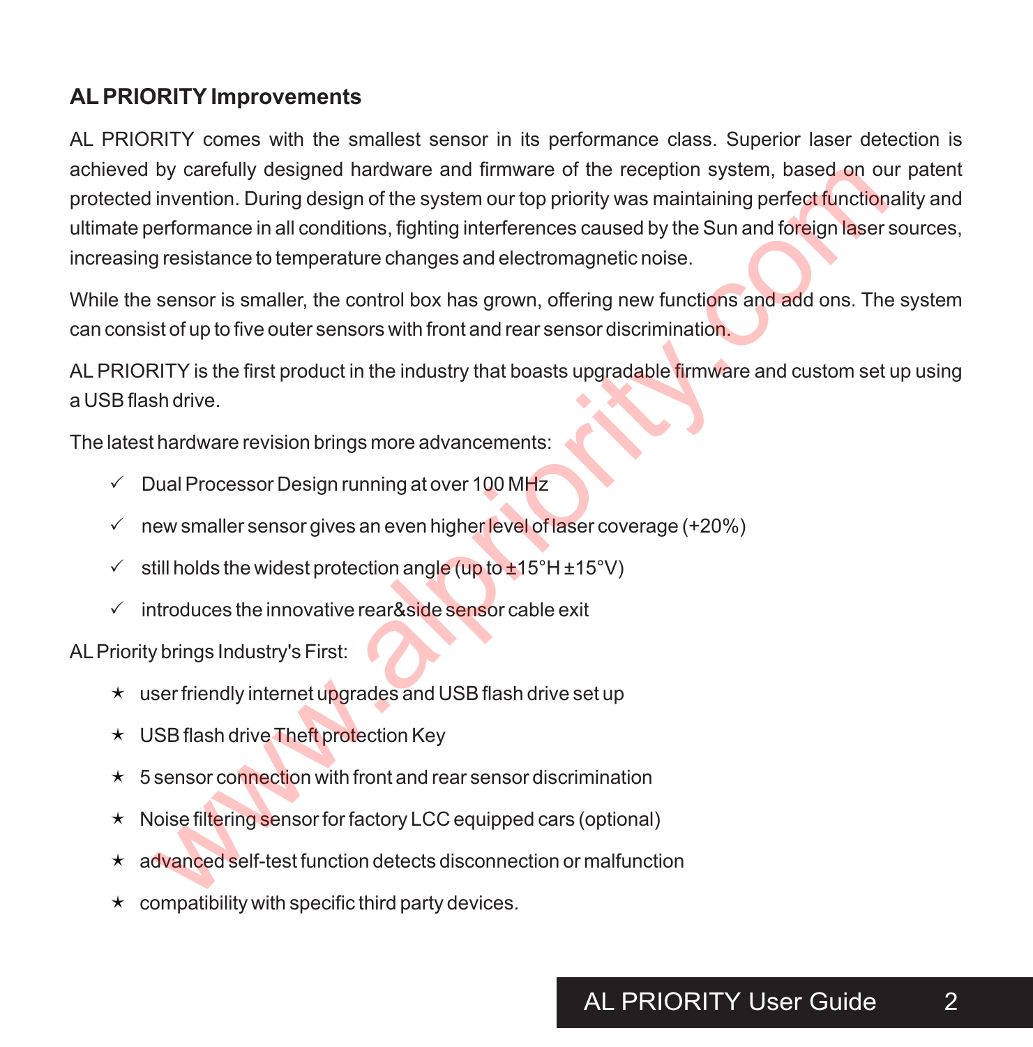## AL PRIORITY Improvements

AL PRIORITY comes with the smallest sensor in its performance class. Superior laser detection is achieved by carefully designed hardware and firmware of the reception system, based on our patent protected invention. During design of the system our top priority was maintaining perfect functionality and ultimate performance in all conditions, fighting interferences caused by the Sun and foreign laser sources, increasing resistance to temperature changes and electromagnetic noise.

While the sensor is smaller, the control box has grown, offering new functions and add ons. The system can consist of up to five outer sensors with front and rear sensor discrimination.

AL PRIORITY is the first product in the industry that boasts upgradable firmware and custom set up using a USB flash drive.

The latest hardware revision brings more advancements:

- ✓ Dual Processor Design running at over 100 MHz
- ✓ new smaller sensor gives an even higher level of laser coverage (+20%)
- ✓ still holds the widest protection angle (up to ±15°H ±15°V)
- ✓ introduces the innovative rear&side sensor cable exit

AL Priority brings Industry's First:

- ★ user friendly internet upgrades and USB flash drive set up
- ★ USB flash drive Theft protection Key
- ★ 5 sensor connection with front and rear sensor discrimination
- ★ Noise filtering sensor for factory LCC equipped cars (optional)
- ★ advanced self-test function detects disconnection or malfunction
- ★ compatibility with specific third party devices.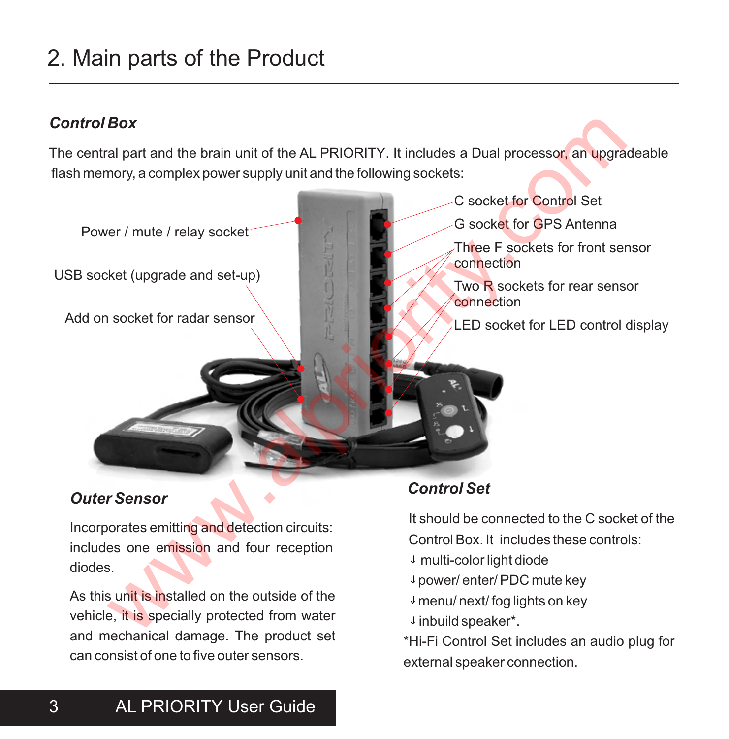# 2. Main parts of the Product

### *Control Box*

The central part and the brain unit of the AL PRIORITY. It includes a Dual processor, an upgradeable flash memory, a complex power supply unit and the following sockets:

Power / mute / relay socket

USB socket (upgrade and set-up)

Add on socket for radar sensor

C socket for Control Set

G socket for GPS Antenna

Three F sockets for front sensor connection

Two R sockets for rear sensor connection

LED socket for LED control display

### *Outer Sensor*

Incorporates emitting and detection circuits: includes one emission and four reception diodes.

As this unit is installed on the outside of the vehicle, it is specially protected from water and mechanical damage. The product set can consist of one to five outer sensors.

### *Control Set*

It should be connected to the C socket of the Control Box. It includes these controls:

- multi-color light diode
- power/ enter/ PDC mute key
- menu/ next/ fog lights on key
- inbuild speaker*.

*Hi-Fi Control Set includes an audio plug for external speaker connection.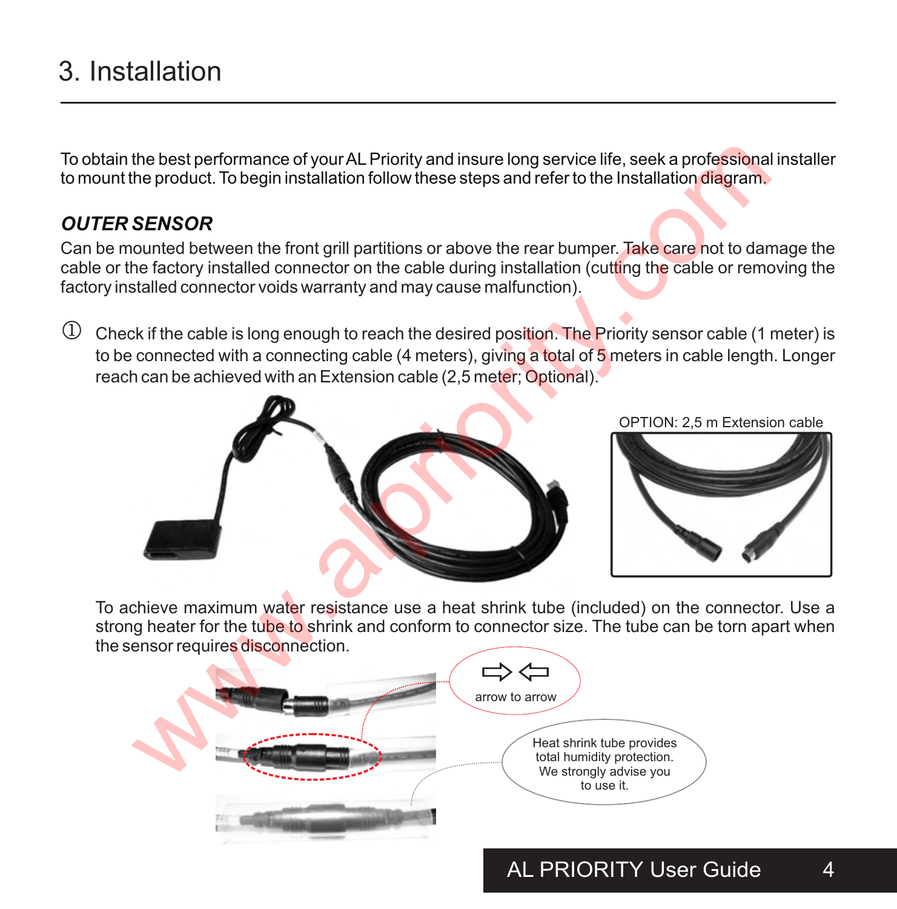# 3. Installation

To obtain the best performance of your AL Priority and insure long service life, seek a professional installer to mount the product. To begin installation follow these steps and refer to the Installation diagram.

### *OUTER SENSOR*

Can be mounted between the front grill partitions or above the rear bumper. Take care not to damage the cable or the factory installed connector on the cable during installation (cutting the cable or removing the factory installed connector voids warranty and may cause malfunction).

① Check if the cable is long enough to reach the desired position. The Priority sensor cable (1 meter) is to be connected with a connecting cable (4 meters), giving a total of 5 meters in cable length. Longer reach can be achieved with an Extension cable (2,5 meter; Optional).

OPTION: 2,5 m Extension cable

To achieve maximum water resistance use a heat shrink tube (included) on the connector. Use a strong heater for the tube to shrink and conform to connector size. The tube can be torn apart when the sensor requires disconnection.

⇨ ⇦ arrow to arrow

Heat shrink tube provides total humidity protection. We strongly advise you to use it.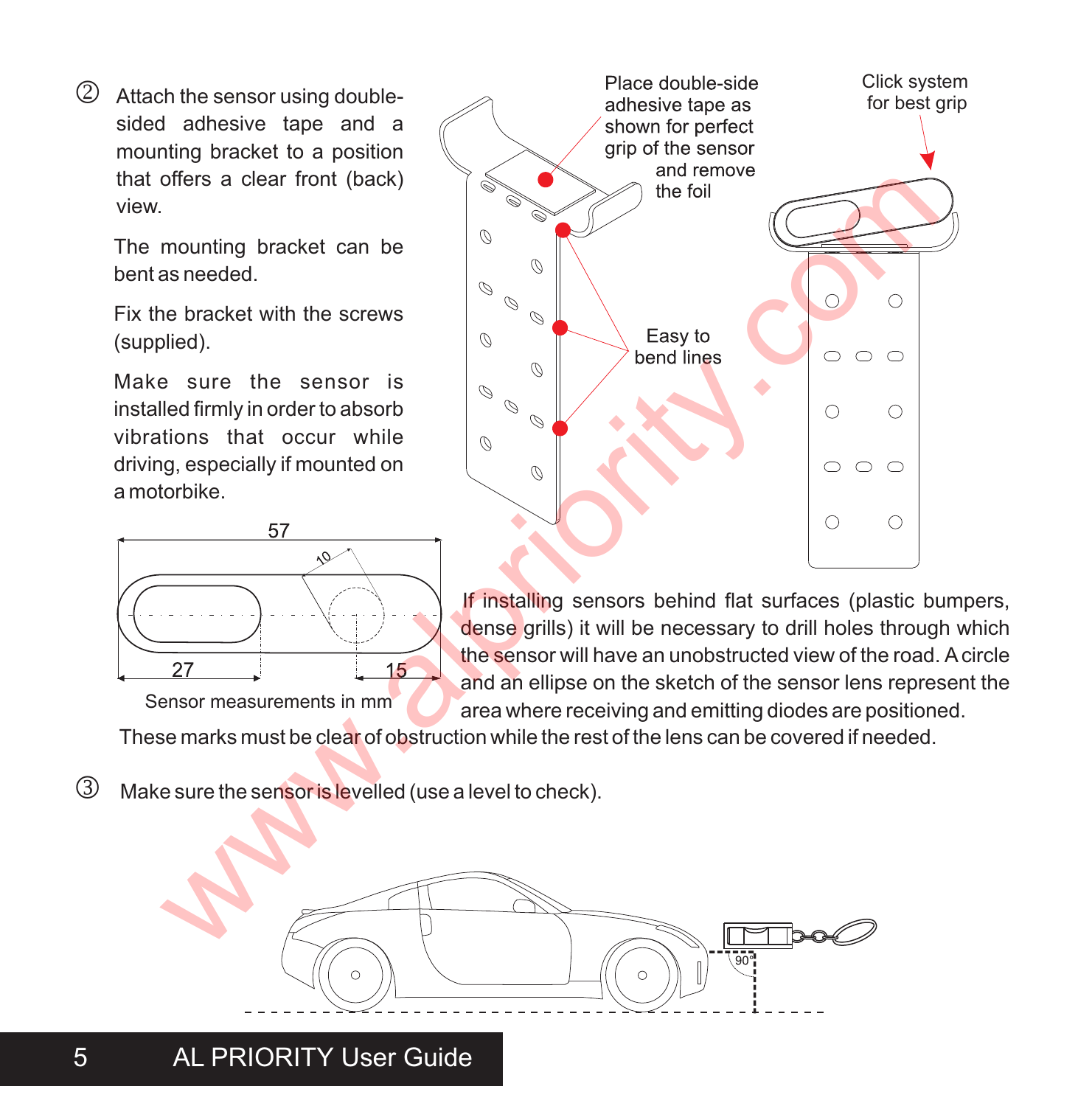② Attach the sensor using double-sided adhesive tape and a mounting bracket to a position that offers a clear front (back) view.

The mounting bracket can be bent as needed.

Fix the bracket with the screws (supplied).

Make sure the sensor is installed firmly in order to absorb vibrations that occur while driving, especially if mounted on a motorbike.

Place double-side adhesive tape as shown for perfect grip of the sensor and remove the foil

Click system for best grip

Easy to bend lines

57

10

27

15

Sensor measurements in mm

If installing sensors behind flat surfaces (plastic bumpers, dense grills) it will be necessary to drill holes through which the sensor will have an unobstructed view of the road. A circle and an ellipse on the sketch of the sensor lens represent the area where receiving and emitting diodes are positioned. These marks must be clear of obstruction while the rest of the lens can be covered if needed.

③ Make sure the sensor is levelled (use a level to check).

90°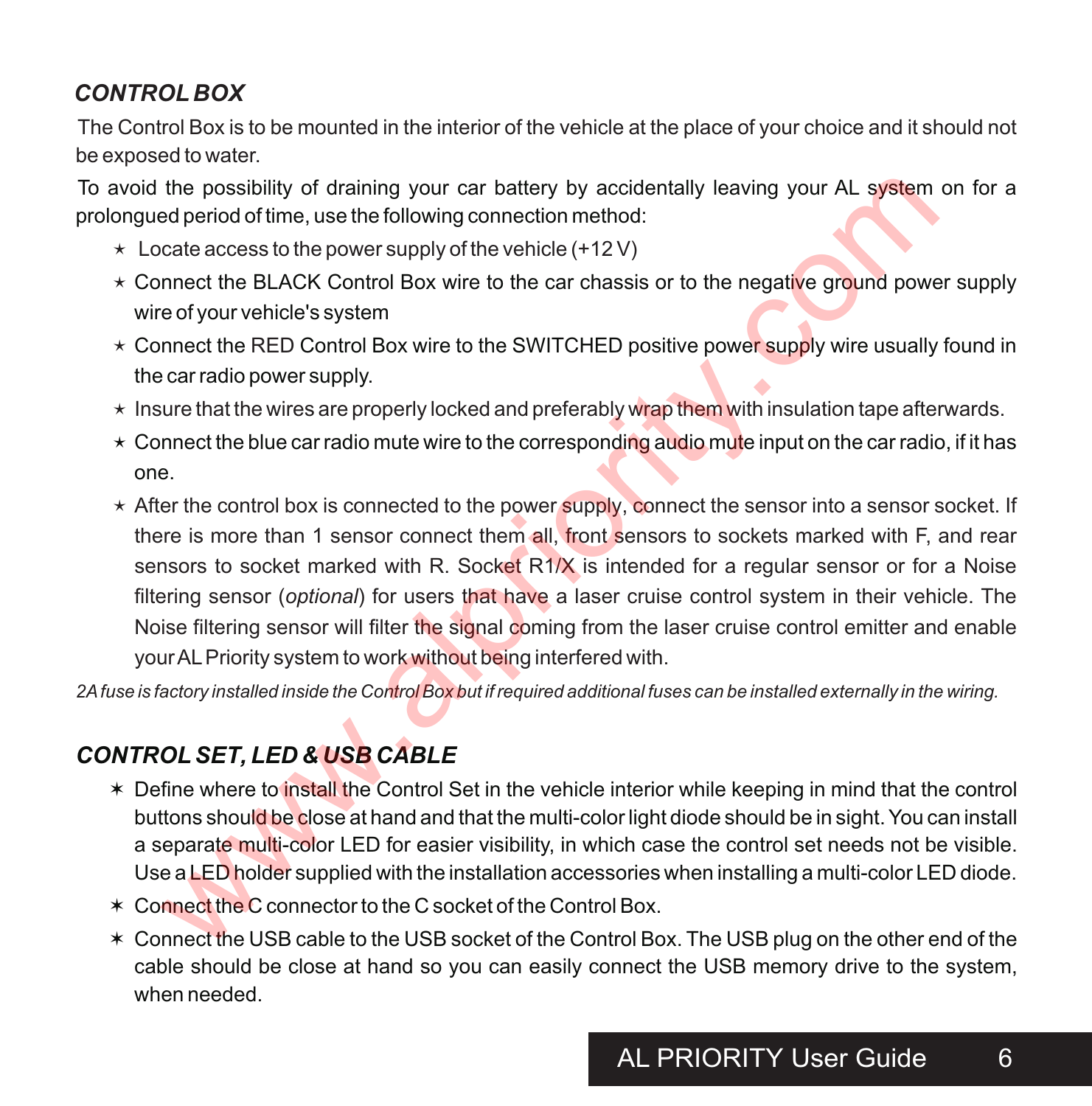### *CONTROL BOX*

The Control Box is to be mounted in the interior of the vehicle at the place of your choice and it should not be exposed to water.

To avoid the possibility of draining your car battery by accidentally leaving your AL system on for a prolongued period of time, use the following connection method:

- Locate access to the power supply of the vehicle (+12 V)
- Connect the BLACK Control Box wire to the car chassis or to the negative ground power supply wire of your vehicle's system
- Connect the RED Control Box wire to the SWITCHED positive power supply wire usually found in the car radio power supply.
- Insure that the wires are properly locked and preferably wrap them with insulation tape afterwards.
- Connect the blue car radio mute wire to the corresponding audio mute input on the car radio, if it has one.
- After the control box is connected to the power supply, connect the sensor into a sensor socket. If there is more than 1 sensor connect them all, front sensors to sockets marked with F, and rear sensors to socket marked with R. Socket R1/X is intended for a regular sensor or for a Noise filtering sensor (*optional*) for users that have a laser cruise control system in their vehicle. The Noise filtering sensor will filter the signal coming from the laser cruise control emitter and enable your AL Priority system to work without being interfered with.

*2A fuse is factory installed inside the Control Box but if required additional fuses can be installed externally in the wiring.*

### *CONTROL SET, LED & USB CABLE*

- Define where to install the Control Set in the vehicle interior while keeping in mind that the control buttons should be close at hand and that the multi-color light diode should be in sight. You can install a separate multi-color LED for easier visibility, in which case the control set needs not be visible. Use a LED holder supplied with the installation accessories when installing a multi-color LED diode.
- Connect the C connector to the C socket of the Control Box.
- Connect the USB cable to the USB socket of the Control Box. The USB plug on the other end of the cable should be close at hand so you can easily connect the USB memory drive to the system, when needed.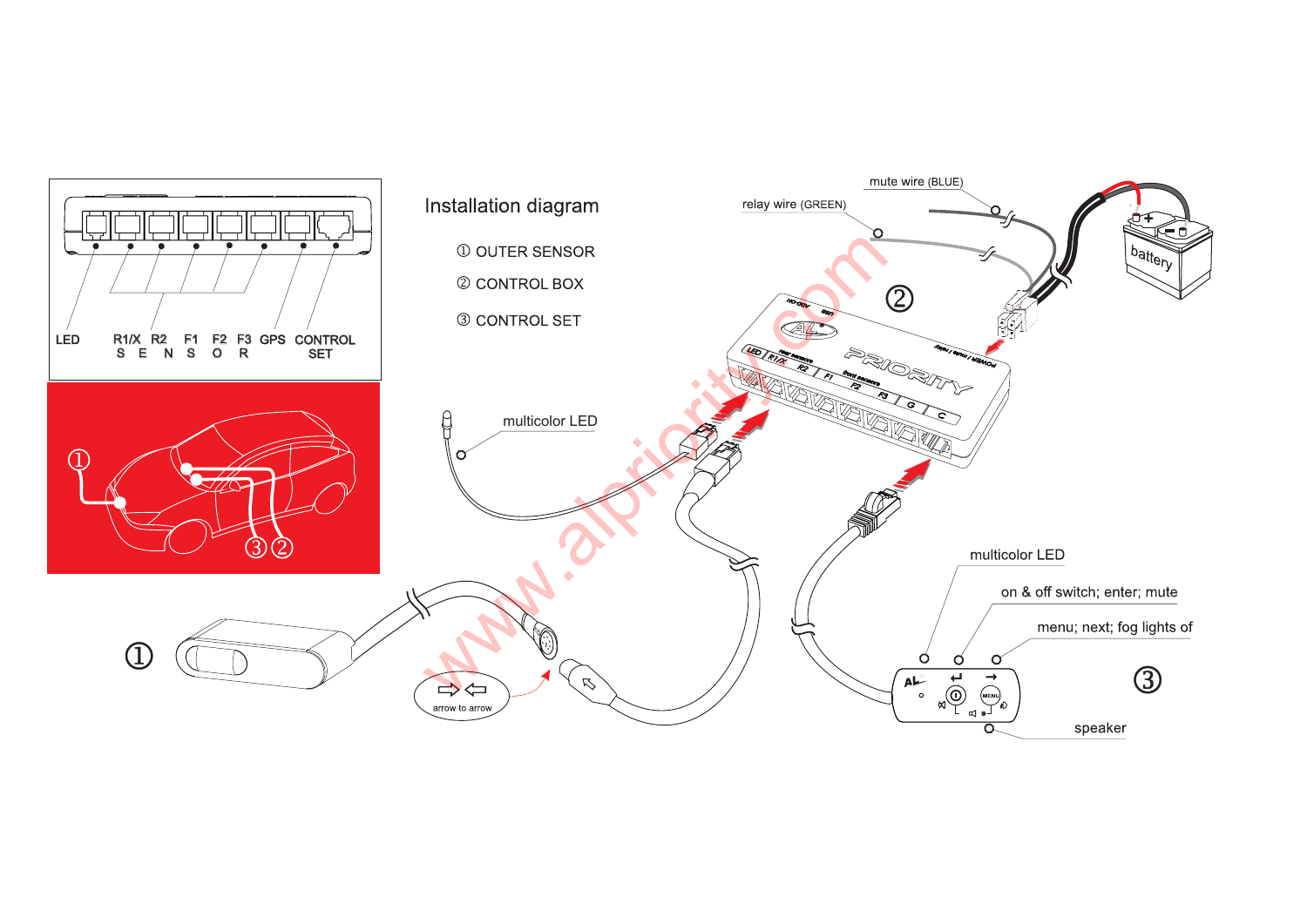## Installation diagram

① OUTER SENSOR

② CONTROL BOX

③ CONTROL SET

LED   R1/X   R2   F1   F2   F3   GPS   CONTROL SET

S E N S O R

relay wire (GREEN)

mute wire (BLUE)

battery

multicolor LED

arrow to arrow

multicolor LED

on & off switch; enter; mute

menu; next; fog lights of

speaker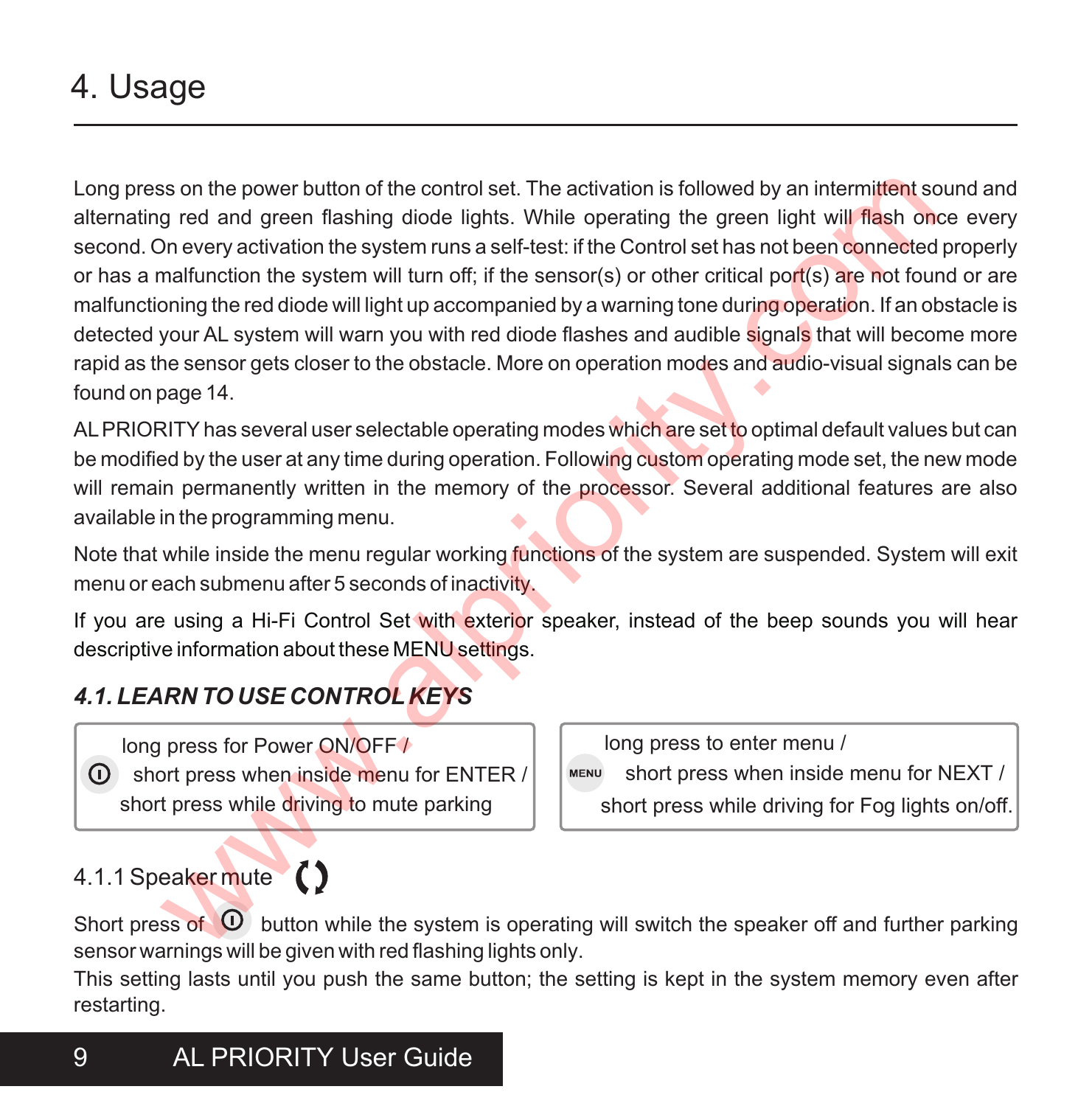# 4. Usage

Long press on the power button of the control set. The activation is followed by an intermittent sound and alternating red and green flashing diode lights. While operating the green light will flash once every second. On every activation the system runs a self-test: if the Control set has not been connected properly or has a malfunction the system will turn off; if the sensor(s) or other critical port(s) are not found or are malfunctioning the red diode will light up accompanied by a warning tone during operation. If an obstacle is detected your AL system will warn you with red diode flashes and audible signals that will become more rapid as the sensor gets closer to the obstacle. More on operation modes and audio-visual signals can be found on page 14.

AL PRIORITY has several user selectable operating modes which are set to optimal default values but can be modified by the user at any time during operation. Following custom operating mode set, the new mode will remain permanently written in the memory of the processor. Several additional features are also available in the programming menu.

Note that while inside the menu regular working functions of the system are suspended. System will exit menu or each submenu after 5 seconds of inactivity.

If you are using a Hi-Fi Control Set with exterior speaker, instead of the beep sounds you will hear descriptive information about these MENU settings.

### *4.1. LEARN TO USE CONTROL KEYS*

| Power button | MENU button |
|---|---|
| long press for Power ON/OFF / short press when inside menu for ENTER / short press while driving to mute parking | long press to enter menu / short press when inside menu for NEXT / short press while driving for Fog lights on/off. |

#### 4.1.1 Speaker mute

Short press of the power button while the system is operating will switch the speaker off and further parking sensor warnings will be given with red flashing lights only.

This setting lasts until you push the same button; the setting is kept in the system memory even after restarting.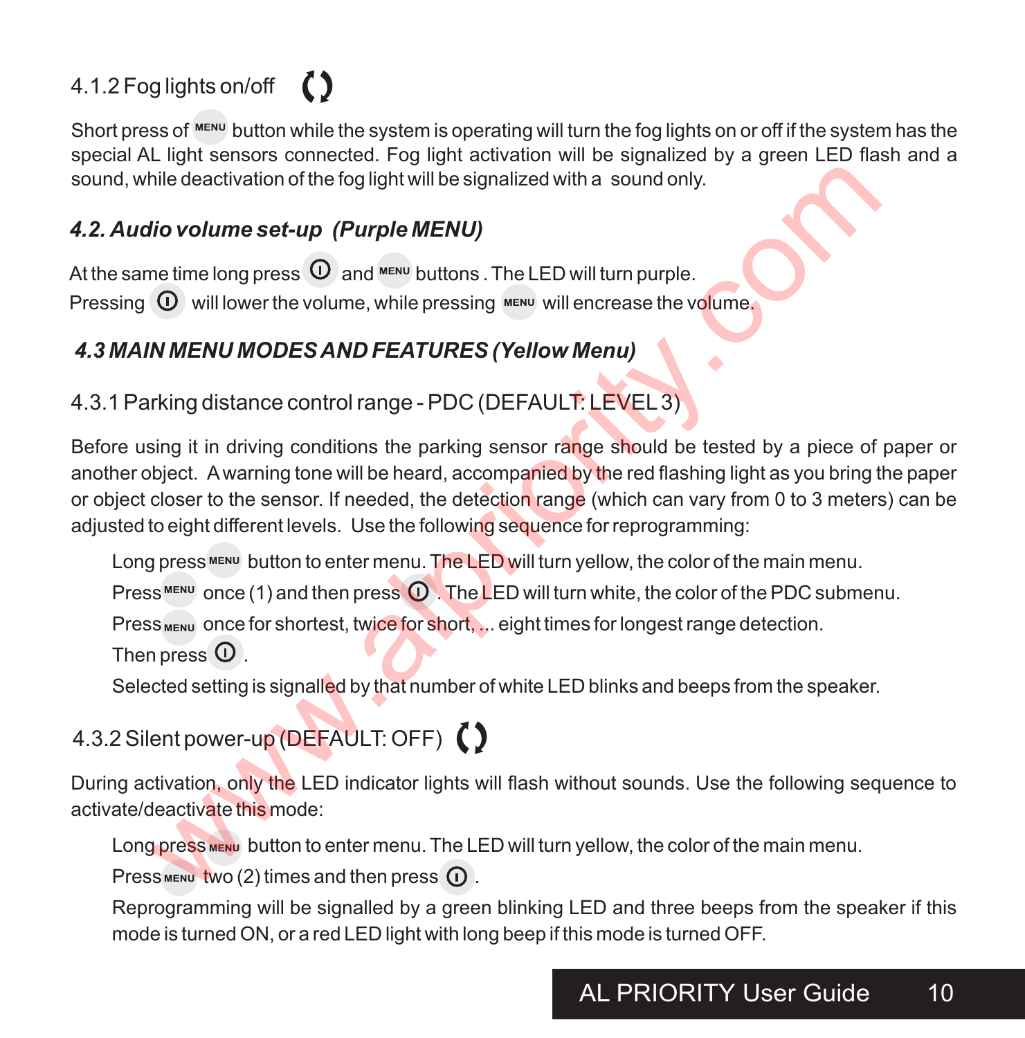4.1.2 Fog lights on/off

Short press of MENU button while the system is operating will turn the fog lights on or off if the system has the special AL light sensors connected. Fog light activation will be signalized by a green LED flash and a sound, while deactivation of the fog light will be signalized with a sound only.

### *4.2. Audio volume set-up (Purple MENU)*

At the same time long press ⏻ and MENU buttons . The LED will turn purple.
Pressing ⏻ will lower the volume, while pressing MENU will encrease the volume.

### *4.3 MAIN MENU MODES AND FEATURES (Yellow Menu)*

4.3.1 Parking distance control range - PDC (DEFAULT: LEVEL 3)

Before using it in driving conditions the parking sensor range should be tested by a piece of paper or another object. A warning tone will be heard, accompanied by the red flashing light as you bring the paper or object closer to the sensor. If needed, the detection range (which can vary from 0 to 3 meters) can be adjusted to eight different levels. Use the following sequence for reprogramming:

Long press MENU button to enter menu. The LED will turn yellow, the color of the main menu.
Press MENU once (1) and then press ⏻ . The LED will turn white, the color of the PDC submenu.
Press MENU once for shortest, twice for short, ... eight times for longest range detection.
Then press ⏻ .
Selected setting is signalled by that number of white LED blinks and beeps from the speaker.

4.3.2 Silent power-up (DEFAULT: OFF)

During activation, only the LED indicator lights will flash without sounds. Use the following sequence to activate/deactivate this mode:

Long press MENU button to enter menu. The LED will turn yellow, the color of the main menu.
Press MENU two (2) times and then press ⏻ .
Reprogramming will be signalled by a green blinking LED and three beeps from the speaker if this mode is turned ON, or a red LED light with long beep if this mode is turned OFF.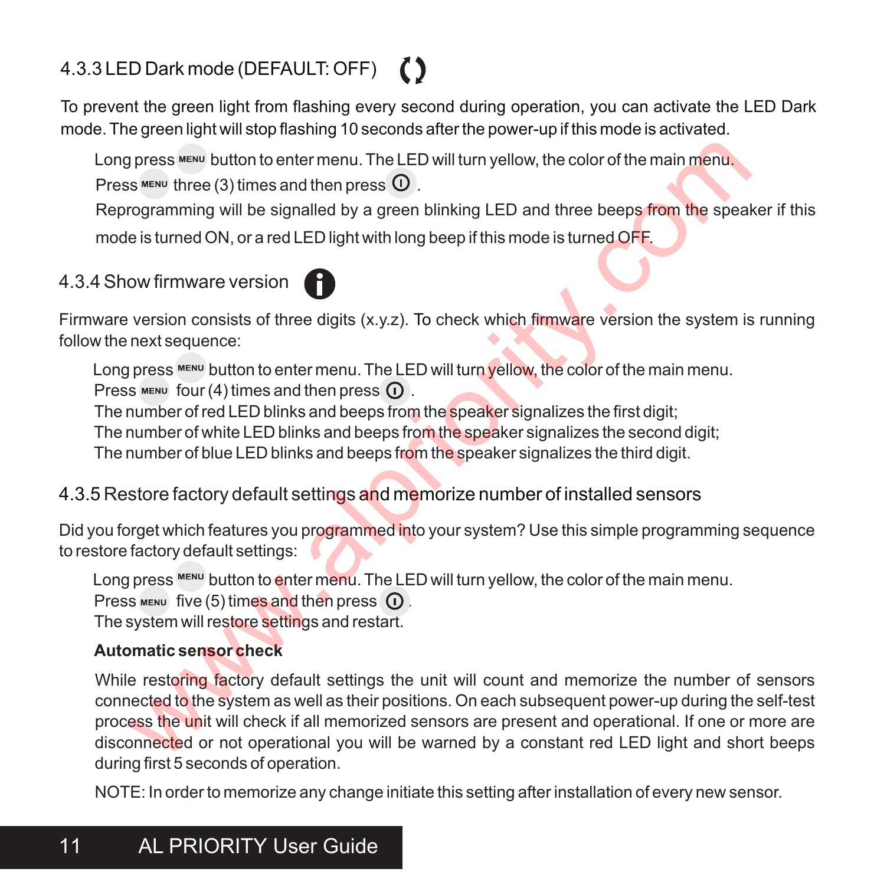### 4.3.3 LED Dark mode (DEFAULT: OFF)

To prevent the green light from flashing every second during operation, you can activate the LED Dark mode. The green light will stop flashing 10 seconds after the power-up if this mode is activated.

Long press MENU button to enter menu. The LED will turn yellow, the color of the main menu.
Press MENU three (3) times and then press ⏻.
Reprogramming will be signalled by a green blinking LED and three beeps from the speaker if this mode is turned ON, or a red LED light with long beep if this mode is turned OFF.

### 4.3.4 Show firmware version

Firmware version consists of three digits (x.y.z). To check which firmware version the system is running follow the next sequence:

Long press MENU button to enter menu. The LED will turn yellow, the color of the main menu.
Press MENU four (4) times and then press ⏻.
The number of red LED blinks and beeps from the speaker signalizes the first digit;
The number of white LED blinks and beeps from the speaker signalizes the second digit;
The number of blue LED blinks and beeps from the speaker signalizes the third digit.

### 4.3.5 Restore factory default settings and memorize number of installed sensors

Did you forget which features you programmed into your system? Use this simple programming sequence to restore factory default settings:

Long press MENU button to enter menu. The LED will turn yellow, the color of the main menu.
Press MENU five (5) times and then press ⏻.
The system will restore settings and restart.

**Automatic sensor check**

While restoring factory default settings the unit will count and memorize the number of sensors connected to the system as well as their positions. On each subsequent power-up during the self-test process the unit will check if all memorized sensors are present and operational. If one or more are disconnected or not operational you will be warned by a constant red LED light and short beeps during first 5 seconds of operation.

NOTE: In order to memorize any change initiate this setting after installation of every new sensor.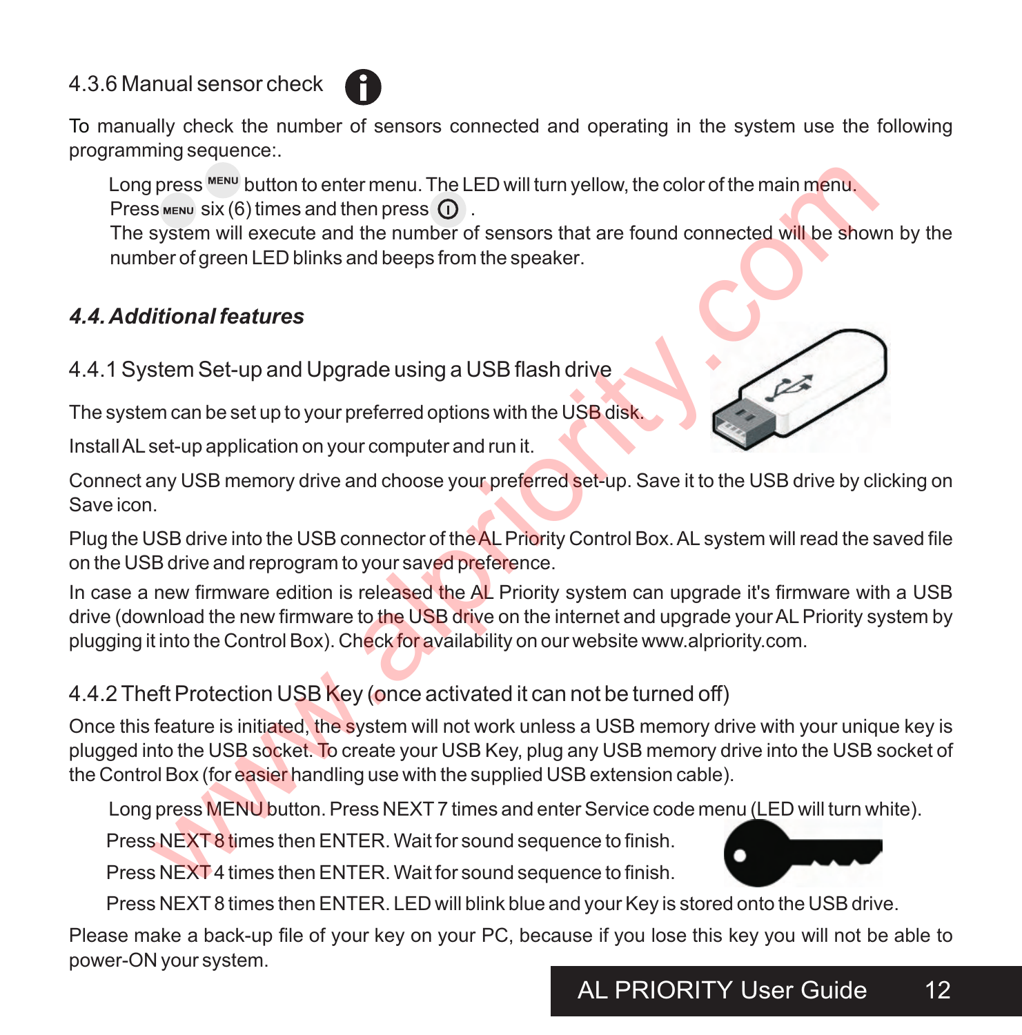### 4.3.6 Manual sensor check

To manually check the number of sensors connected and operating in the system use the following programming sequence:.

Long press MENU button to enter menu. The LED will turn yellow, the color of the main menu.
Press MENU six (6) times and then press ⓘ .
The system will execute and the number of sensors that are found connected will be shown by the number of green LED blinks and beeps from the speaker.

## *4.4. Additional features*

### 4.4.1 System Set-up and Upgrade using a USB flash drive

The system can be set up to your preferred options with the USB disk.

Install AL set-up application on your computer and run it.

Connect any USB memory drive and choose your preferred set-up. Save it to the USB drive by clicking on Save icon.

Plug the USB drive into the USB connector of the AL Priority Control Box. AL system will read the saved file on the USB drive and reprogram to your saved preference.

In case a new firmware edition is released the AL Priority system can upgrade it's firmware with a USB drive (download the new firmware to the USB drive on the internet and upgrade your AL Priority system by plugging it into the Control Box). Check for availability on our website www.alpriority.com.

### 4.4.2 Theft Protection USB Key (once activated it can not be turned off)

Once this feature is initiated, the system will not work unless a USB memory drive with your unique key is plugged into the USB socket. To create your USB Key, plug any USB memory drive into the USB socket of the Control Box (for easier handling use with the supplied USB extension cable).

Long press MENU button. Press NEXT 7 times and enter Service code menu (LED will turn white).
Press NEXT 8 times then ENTER. Wait for sound sequence to finish.
Press NEXT 4 times then ENTER. Wait for sound sequence to finish.
Press NEXT 8 times then ENTER. LED will blink blue and your Key is stored onto the USB drive.

Please make a back-up file of your key on your PC, because if you lose this key you will not be able to power-ON your system.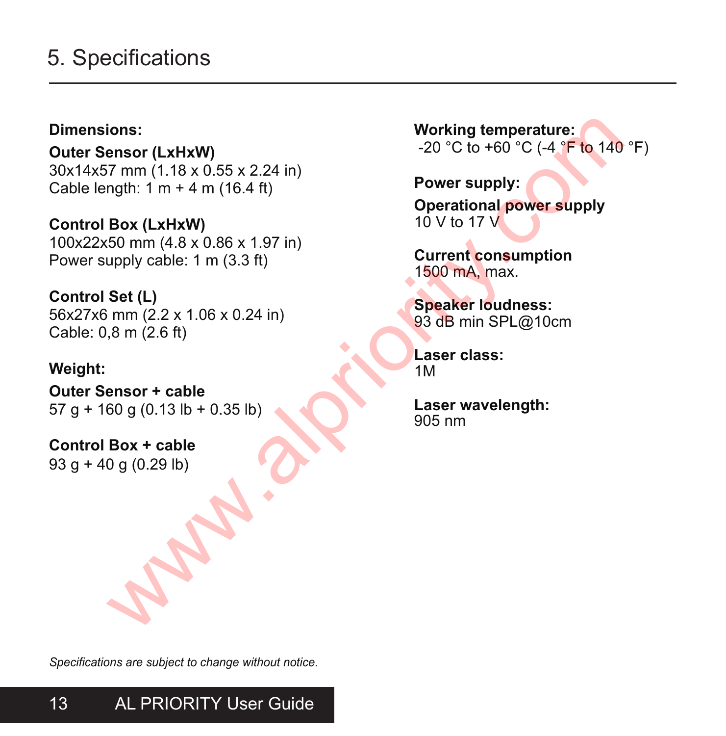# 5. Specifications

**Dimensions:**

**Outer Sensor (LxHxW)**
30x14x57 mm (1.18 x 0.55 x 2.24 in)
Cable length: 1 m + 4 m (16.4 ft)

**Control Box (LxHxW)**
100x22x50 mm (4.8 x 0.86 x 1.97 in)
Power supply cable: 1 m (3.3 ft)

**Control Set (L)**
56x27x6 mm (2.2 x 1.06 x 0.24 in)
Cable: 0,8 m (2.6 ft)

**Weight:**

**Outer Sensor + cable**
57 g + 160 g (0.13 lb + 0.35 lb)

**Control Box + cable**
93 g + 40 g (0.29 lb)

**Working temperature:**
-20 °C to +60 °C (-4 °F to 140 °F)

**Power supply:**

**Operational power supply**
10 V to 17 V

**Current consumption**
1500 mA, max.

**Speaker loudness:**
93 dB min SPL@10cm

**Laser class:**
1M

**Laser wavelength:**
905 nm

*Specifications are subject to change without notice.*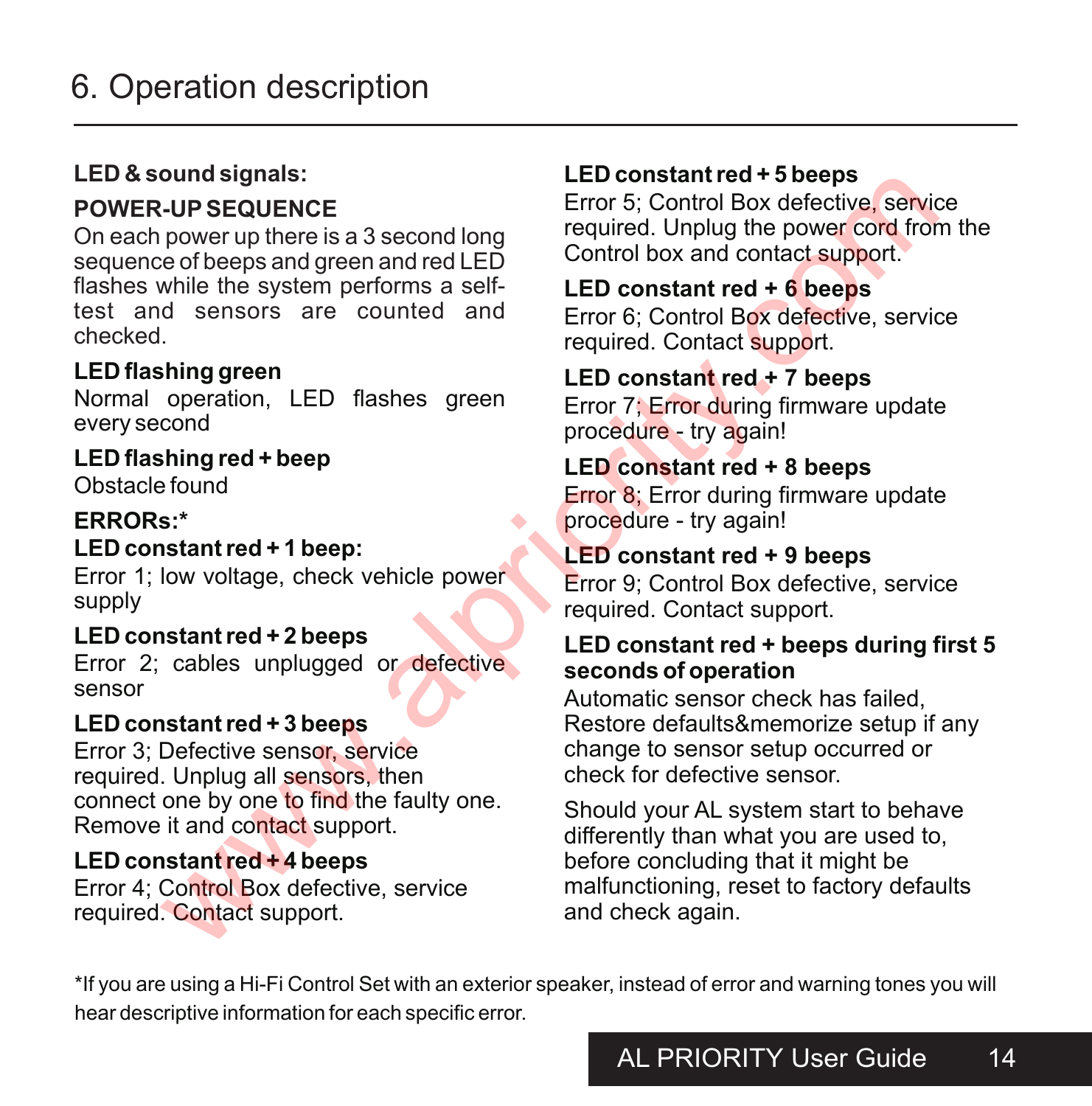# 6. Operation description

**LED & sound signals:**

**POWER-UP SEQUENCE**

On each power up there is a 3 second long sequence of beeps and green and red LED flashes while the system performs a self-test and sensors are counted and checked.

**LED flashing green**

Normal operation, LED flashes green every second

**LED flashing red + beep**

Obstacle found

**ERRORs:***

**LED constant red + 1 beep:**

Error 1; low voltage, check vehicle power supply

**LED constant red + 2 beeps**

Error 2; cables unplugged or defective sensor

**LED constant red + 3 beeps**

Error 3; Defective sensor, service required. Unplug all sensors, then connect one by one to find the faulty one. Remove it and contact support.

**LED constant red + 4 beeps**

Error 4; Control Box defective, service required. Contact support.

**LED constant red + 5 beeps**

Error 5; Control Box defective, service required. Unplug the power cord from the Control box and contact support.

**LED constant red + 6 beeps**

Error 6; Control Box defective, service required. Contact support.

**LED constant red + 7 beeps**

Error 7; Error during firmware update procedure - try again!

**LED constant red + 8 beeps**

Error 8; Error during firmware update procedure - try again!

**LED constant red + 9 beeps**

Error 9; Control Box defective, service required. Contact support.

**LED constant red + beeps during first 5 seconds of operation**

Automatic sensor check has failed, Restore defaults&memorize setup if any change to sensor setup occurred or check for defective sensor.

Should your AL system start to behave differently than what you are used to, before concluding that it might be malfunctioning, reset to factory defaults and check again.

*If you are using a Hi-Fi Control Set with an exterior speaker, instead of error and warning tones you will hear descriptive information for each specific error.